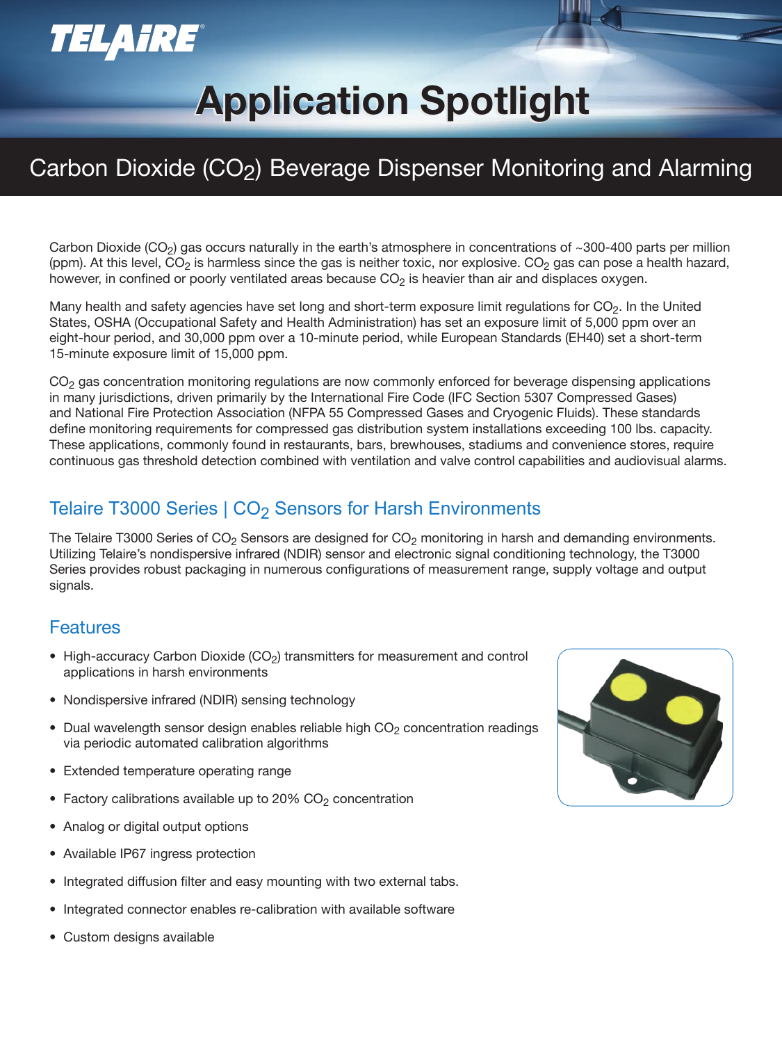TELAIRE

# Application Spotlight

## Carbon Dioxide ($CO_2$) Beverage Dispenser Monitoring and Alarming

Carbon Dioxide ($CO_2$) gas occurs naturally in the earth's atmosphere in concentrations of ~300-400 parts per million (ppm). At this level, $CO_2$ is harmless since the gas is neither toxic, nor explosive. $CO_2$ gas can pose a health hazard, however, in confined or poorly ventilated areas because $CO_2$ is heavier than air and displaces oxygen.

Many health and safety agencies have set long and short-term exposure limit regulations for $CO_2$. In the United States, OSHA (Occupational Safety and Health Administration) has set an exposure limit of 5,000 ppm over an eight-hour period, and 30,000 ppm over a 10-minute period, while European Standards (EH40) set a short-term 15-minute exposure limit of 15,000 ppm.

$CO_2$ gas concentration monitoring regulations are now commonly enforced for beverage dispensing applications in many jurisdictions, driven primarily by the International Fire Code (IFC Section 5307 Compressed Gases) and National Fire Protection Association (NFPA 55 Compressed Gases and Cryogenic Fluids). These standards define monitoring requirements for compressed gas distribution system installations exceeding 100 lbs. capacity. These applications, commonly found in restaurants, bars, brewhouses, stadiums and convenience stores, require continuous gas threshold detection combined with ventilation and valve control capabilities and audiovisual alarms.

### Telaire T3000 Series | $CO_2$ Sensors for Harsh Environments

The Telaire T3000 Series of $CO_2$ Sensors are designed for $CO_2$ monitoring in harsh and demanding environments. Utilizing Telaire's nondispersive infrared (NDIR) sensor and electronic signal conditioning technology, the T3000 Series provides robust packaging in numerous configurations of measurement range, supply voltage and output signals.

### Features

- High-accuracy Carbon Dioxide ($CO_2$) transmitters for measurement and control applications in harsh environments
- Nondispersive infrared (NDIR) sensing technology
- Dual wavelength sensor design enables reliable high $CO_2$ concentration readings via periodic automated calibration algorithms
- Extended temperature operating range
- Factory calibrations available up to 20% $CO_2$ concentration
- Analog or digital output options
- Available IP67 ingress protection
- Integrated diffusion filter and easy mounting with two external tabs.
- Integrated connector enables re-calibration with available software
- Custom designs available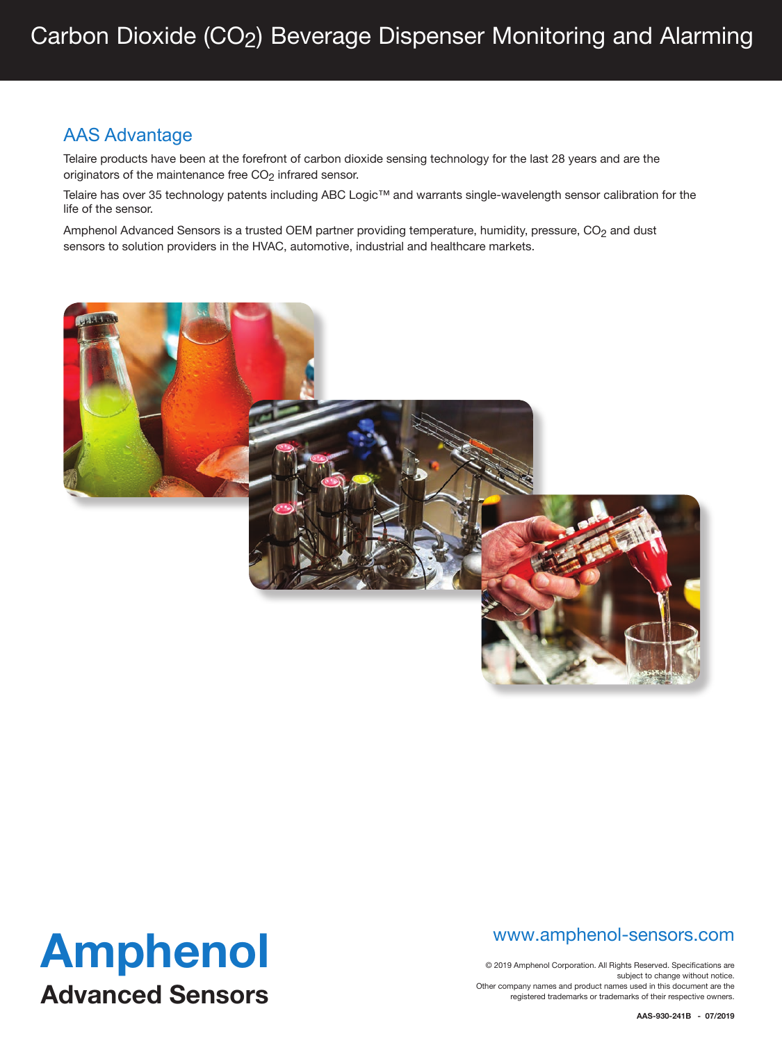# Carbon Dioxide ($CO_2$) Beverage Dispenser Monitoring and Alarming

## AAS Advantage

Telaire products have been at the forefront of carbon dioxide sensing technology for the last 28 years and are the originators of the maintenance free $CO_2$ infrared sensor.

Telaire has over 35 technology patents including ABC Logic™ and warrants single-wavelength sensor calibration for the life of the sensor.

Amphenol Advanced Sensors is a trusted OEM partner providing temperature, humidity, pressure, $CO_2$ and dust sensors to solution providers in the HVAC, automotive, industrial and healthcare markets.

**Amphenol**
**Advanced Sensors**

www.amphenol-sensors.com

© 2019 Amphenol Corporation. All Rights Reserved. Specifications are subject to change without notice.
Other company names and product names used in this document are the registered trademarks or trademarks of their respective owners.

**AAS-930-241B - 07/2019**